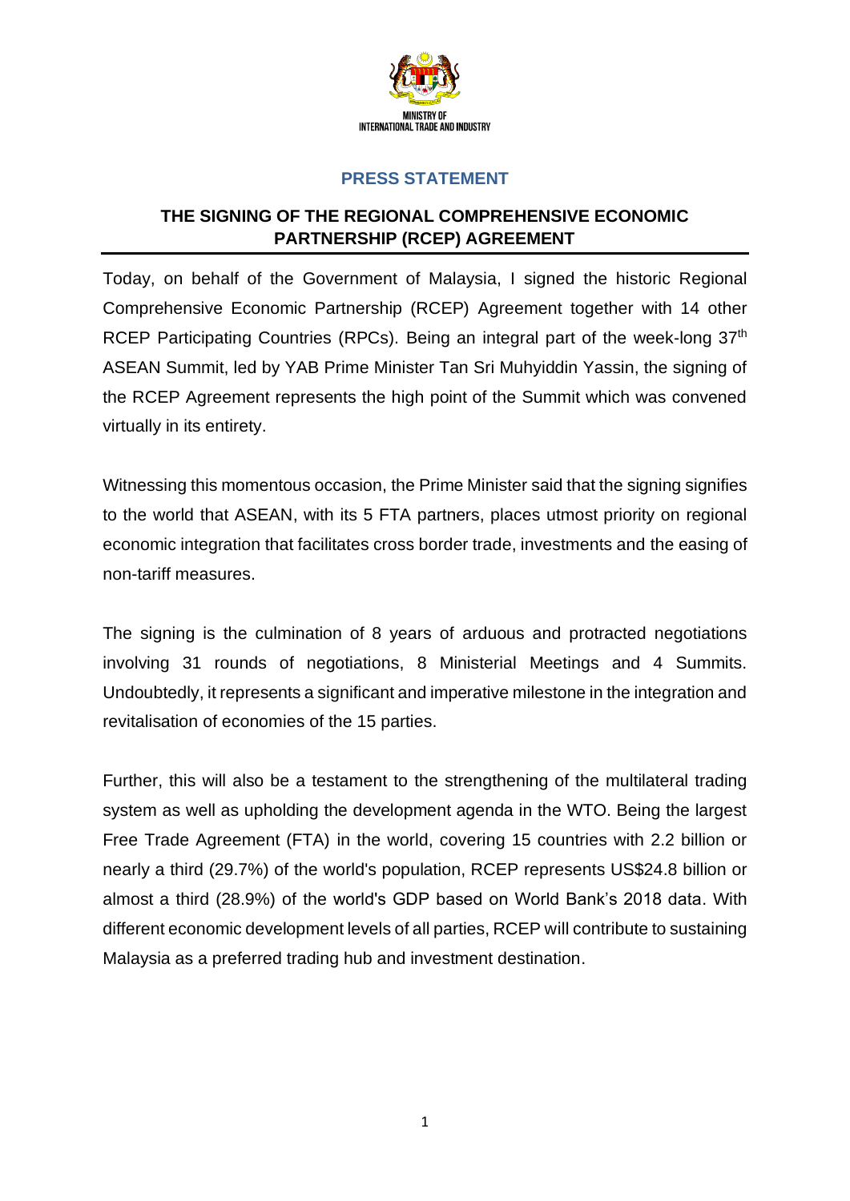MINISTRY OF
INTERNATIONAL TRADE AND INDUSTRY

## PRESS STATEMENT

# THE SIGNING OF THE REGIONAL COMPREHENSIVE ECONOMIC PARTNERSHIP (RCEP) AGREEMENT

Today, on behalf of the Government of Malaysia, I signed the historic Regional Comprehensive Economic Partnership (RCEP) Agreement together with 14 other RCEP Participating Countries (RPCs). Being an integral part of the week-long 37th ASEAN Summit, led by YAB Prime Minister Tan Sri Muhyiddin Yassin, the signing of the RCEP Agreement represents the high point of the Summit which was convened virtually in its entirety.

Witnessing this momentous occasion, the Prime Minister said that the signing signifies to the world that ASEAN, with its 5 FTA partners, places utmost priority on regional economic integration that facilitates cross border trade, investments and the easing of non-tariff measures.

The signing is the culmination of 8 years of arduous and protracted negotiations involving 31 rounds of negotiations, 8 Ministerial Meetings and 4 Summits. Undoubtedly, it represents a significant and imperative milestone in the integration and revitalisation of economies of the 15 parties.

Further, this will also be a testament to the strengthening of the multilateral trading system as well as upholding the development agenda in the WTO. Being the largest Free Trade Agreement (FTA) in the world, covering 15 countries with 2.2 billion or nearly a third (29.7%) of the world's population, RCEP represents US$24.8 billion or almost a third (28.9%) of the world's GDP based on World Bank's 2018 data. With different economic development levels of all parties, RCEP will contribute to sustaining Malaysia as a preferred trading hub and investment destination.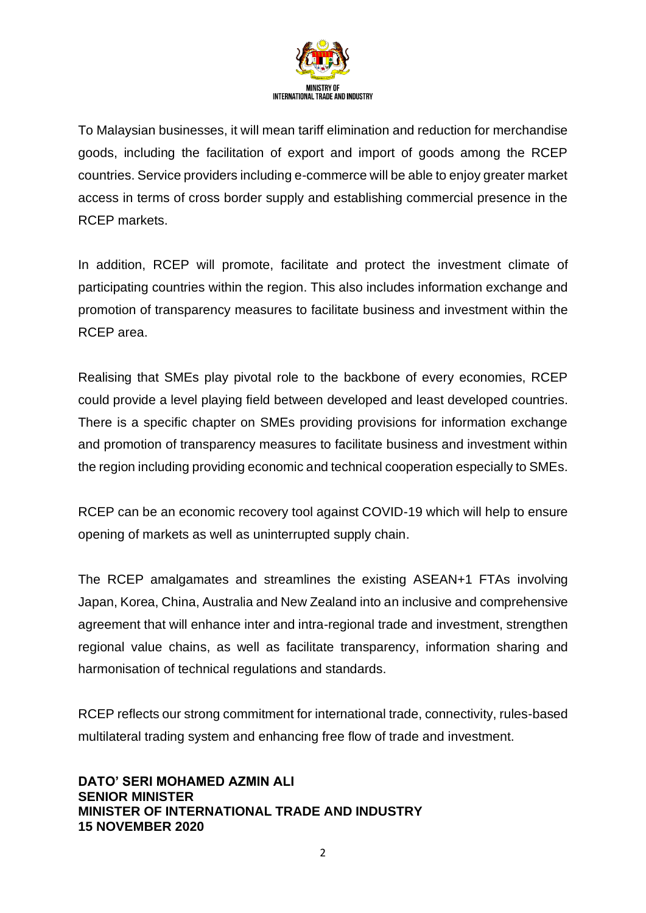To Malaysian businesses, it will mean tariff elimination and reduction for merchandise goods, including the facilitation of export and import of goods among the RCEP countries. Service providers including e-commerce will be able to enjoy greater market access in terms of cross border supply and establishing commercial presence in the RCEP markets.

In addition, RCEP will promote, facilitate and protect the investment climate of participating countries within the region. This also includes information exchange and promotion of transparency measures to facilitate business and investment within the RCEP area.

Realising that SMEs play pivotal role to the backbone of every economies, RCEP could provide a level playing field between developed and least developed countries. There is a specific chapter on SMEs providing provisions for information exchange and promotion of transparency measures to facilitate business and investment within the region including providing economic and technical cooperation especially to SMEs.

RCEP can be an economic recovery tool against COVID-19 which will help to ensure opening of markets as well as uninterrupted supply chain.

The RCEP amalgamates and streamlines the existing ASEAN+1 FTAs involving Japan, Korea, China, Australia and New Zealand into an inclusive and comprehensive agreement that will enhance inter and intra-regional trade and investment, strengthen regional value chains, as well as facilitate transparency, information sharing and harmonisation of technical regulations and standards.

RCEP reflects our strong commitment for international trade, connectivity, rules-based multilateral trading system and enhancing free flow of trade and investment.

**DATO' SERI MOHAMED AZMIN ALI**
**SENIOR MINISTER**
**MINISTER OF INTERNATIONAL TRADE AND INDUSTRY**
**15 NOVEMBER 2020**